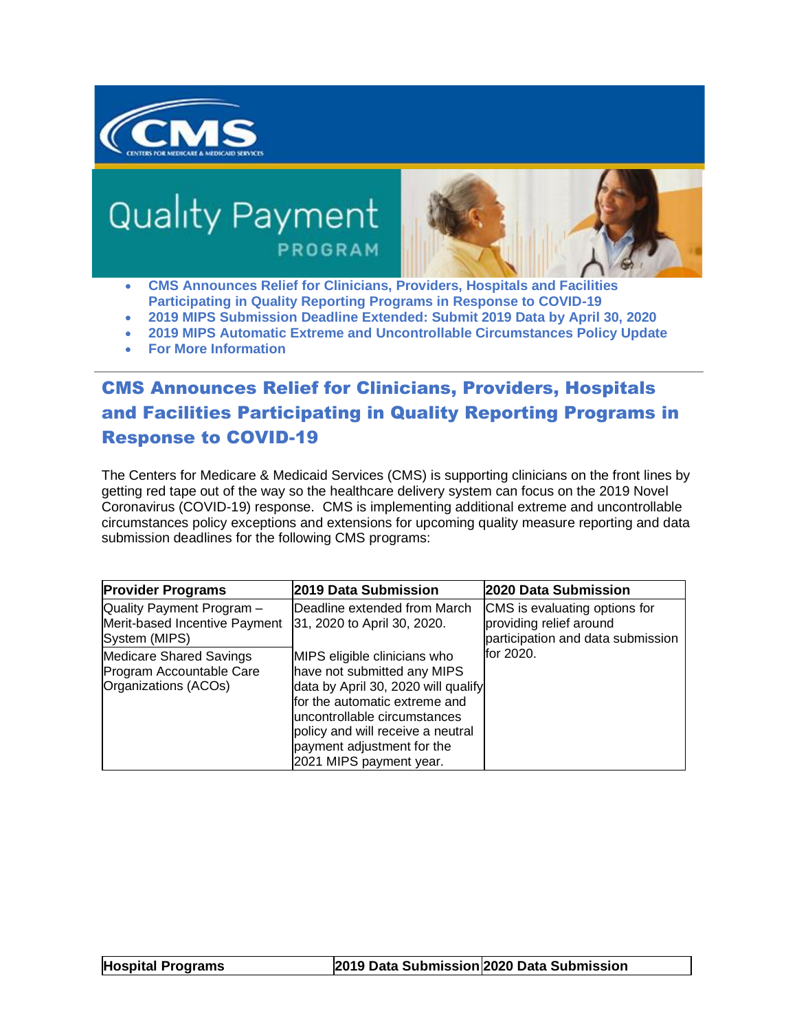- **CMS Announces Relief for Clinicians, Providers, Hospitals and Facilities Participating in Quality Reporting Programs in Response to COVID-19**
- **2019 MIPS Submission Deadline Extended: Submit 2019 Data by April 30, 2020**
- **2019 MIPS Automatic Extreme and Uncontrollable Circumstances Policy Update**
- **For More Information**

---

## CMS Announces Relief for Clinicians, Providers, Hospitals and Facilities Participating in Quality Reporting Programs in Response to COVID-19

The Centers for Medicare & Medicaid Services (CMS) is supporting clinicians on the front lines by getting red tape out of the way so the healthcare delivery system can focus on the 2019 Novel Coronavirus (COVID-19) response. CMS is implementing additional extreme and uncontrollable circumstances policy exceptions and extensions for upcoming quality measure reporting and data submission deadlines for the following CMS programs:

| Provider Programs | 2019 Data Submission | 2020 Data Submission |
|---|---|---|
| Quality Payment Program – Merit-based Incentive Payment System (MIPS) | Deadline extended from March 31, 2020 to April 30, 2020. | CMS is evaluating options for providing relief around participation and data submission for 2020. |
| Medicare Shared Savings Program Accountable Care Organizations (ACOs) | MIPS eligible clinicians who have not submitted any MIPS data by April 30, 2020 will qualify for the automatic extreme and uncontrollable circumstances policy and will receive a neutral payment adjustment for the 2021 MIPS payment year. | |

| Hospital Programs | 2019 Data Submission | 2020 Data Submission |
|---|---|---|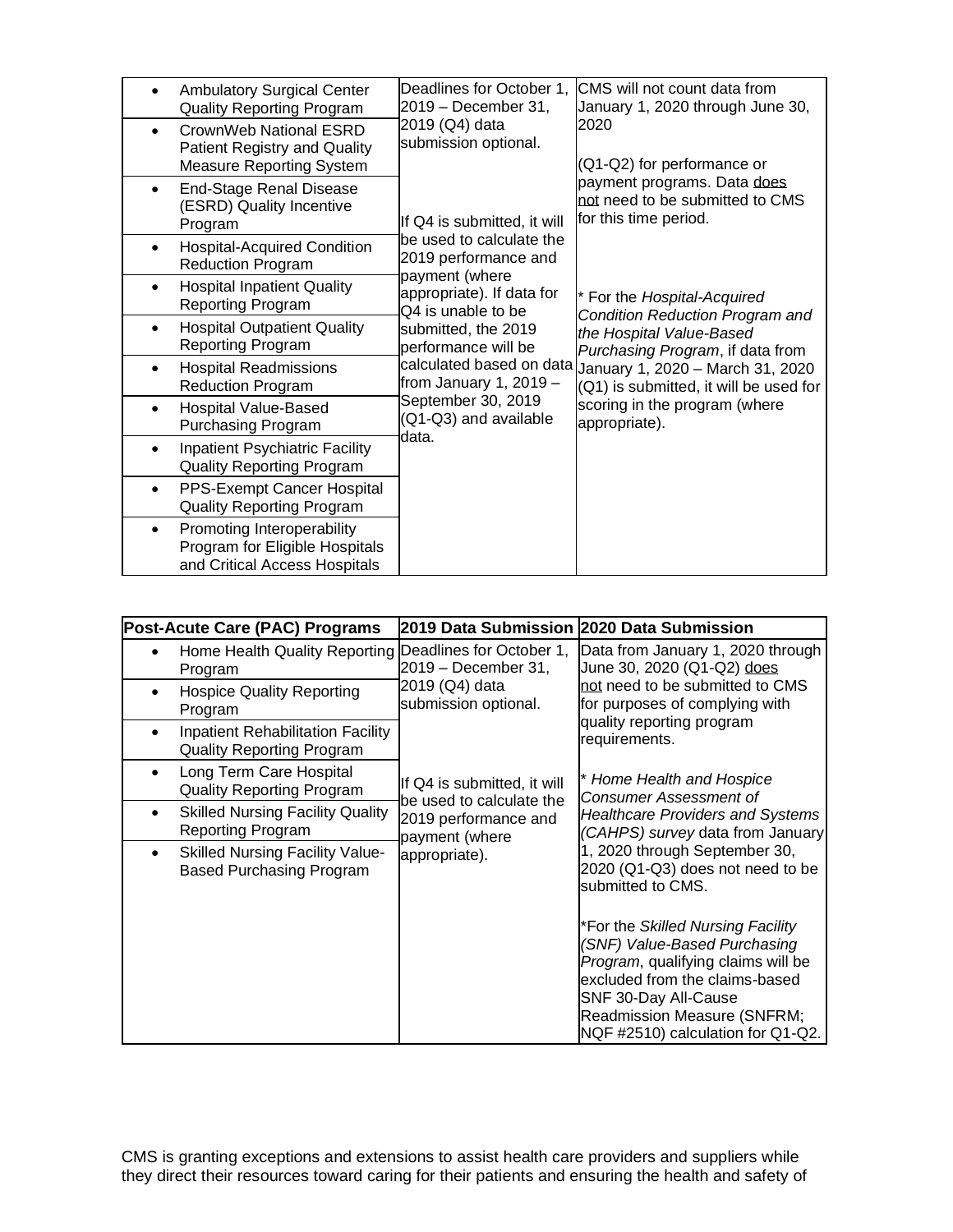| | | |
|---|---|---|
| • Ambulatory Surgical Center Quality Reporting Program<br>• CrownWeb National ESRD Patient Registry and Quality Measure Reporting System<br>• End-Stage Renal Disease (ESRD) Quality Incentive Program<br>• Hospital-Acquired Condition Reduction Program<br>• Hospital Inpatient Quality Reporting Program<br>• Hospital Outpatient Quality Reporting Program<br>• Hospital Readmissions Reduction Program<br>• Hospital Value-Based Purchasing Program<br>• Inpatient Psychiatric Facility Quality Reporting Program<br>• PPS-Exempt Cancer Hospital Quality Reporting Program<br>• Promoting Interoperability Program for Eligible Hospitals and Critical Access Hospitals | Deadlines for October 1, 2019 – December 31, 2019 (Q4) data submission optional.<br><br>If Q4 is submitted, it will be used to calculate the 2019 performance and payment (where appropriate). If data for Q4 is unable to be submitted, the 2019 performance will be calculated based on data from January 1, 2019 – September 30, 2019 (Q1-Q3) and available data. | CMS will not count data from January 1, 2020 through June 30, 2020<br><br>(Q1-Q2) for performance or payment programs. Data does not need to be submitted to CMS for this time period.<br><br>* For the *Hospital-Acquired Condition Reduction Program and the Hospital Value-Based Purchasing Program*, if data from January 1, 2020 – March 31, 2020 (Q1) is submitted, it will be used for scoring in the program (where appropriate). |

| Post-Acute Care (PAC) Programs | 2019 Data Submission | 2020 Data Submission |
|---|---|---|
| • Home Health Quality Reporting Program<br>• Hospice Quality Reporting Program<br>• Inpatient Rehabilitation Facility Quality Reporting Program<br>• Long Term Care Hospital Quality Reporting Program<br>• Skilled Nursing Facility Quality Reporting Program<br>• Skilled Nursing Facility Value-Based Purchasing Program | Deadlines for October 1, 2019 – December 31, 2019 (Q4) data submission optional.<br><br>If Q4 is submitted, it will be used to calculate the 2019 performance and payment (where appropriate). | Data from January 1, 2020 through June 30, 2020 (Q1-Q2) does not need to be submitted to CMS for purposes of complying with quality reporting program requirements.<br><br>* *Home Health and Hospice Consumer Assessment of Healthcare Providers and Systems (CAHPS) survey* data from January 1, 2020 through September 30, 2020 (Q1-Q3) does not need to be submitted to CMS.<br><br>*For the *Skilled Nursing Facility (SNF) Value-Based Purchasing Program*, qualifying claims will be excluded from the claims-based SNF 30-Day All-Cause Readmission Measure (SNFRM; NQF #2510) calculation for Q1-Q2. |

CMS is granting exceptions and extensions to assist health care providers and suppliers while they direct their resources toward caring for their patients and ensuring the health and safety of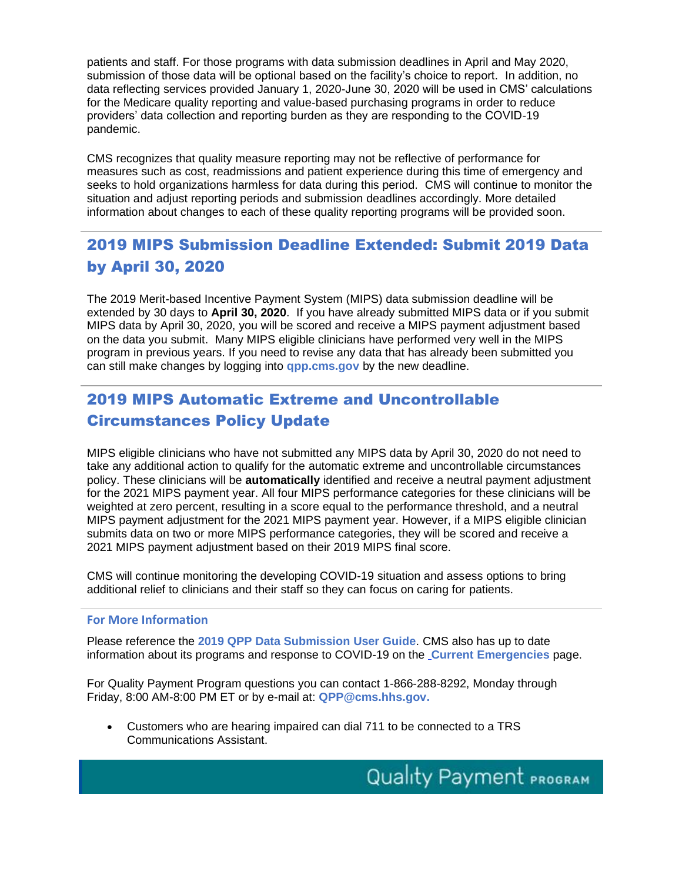patients and staff. For those programs with data submission deadlines in April and May 2020, submission of those data will be optional based on the facility's choice to report. In addition, no data reflecting services provided January 1, 2020-June 30, 2020 will be used in CMS' calculations for the Medicare quality reporting and value-based purchasing programs in order to reduce providers' data collection and reporting burden as they are responding to the COVID-19 pandemic.

CMS recognizes that quality measure reporting may not be reflective of performance for measures such as cost, readmissions and patient experience during this time of emergency and seeks to hold organizations harmless for data during this period. CMS will continue to monitor the situation and adjust reporting periods and submission deadlines accordingly. More detailed information about changes to each of these quality reporting programs will be provided soon.

## 2019 MIPS Submission Deadline Extended: Submit 2019 Data by April 30, 2020

The 2019 Merit-based Incentive Payment System (MIPS) data submission deadline will be extended by 30 days to **April 30, 2020**. If you have already submitted MIPS data or if you submit MIPS data by April 30, 2020, you will be scored and receive a MIPS payment adjustment based on the data you submit. Many MIPS eligible clinicians have performed very well in the MIPS program in previous years. If you need to revise any data that has already been submitted you can still make changes by logging into **qpp.cms.gov** by the new deadline.

## 2019 MIPS Automatic Extreme and Uncontrollable Circumstances Policy Update

MIPS eligible clinicians who have not submitted any MIPS data by April 30, 2020 do not need to take any additional action to qualify for the automatic extreme and uncontrollable circumstances policy. These clinicians will be **automatically** identified and receive a neutral payment adjustment for the 2021 MIPS payment year. All four MIPS performance categories for these clinicians will be weighted at zero percent, resulting in a score equal to the performance threshold, and a neutral MIPS payment adjustment for the 2021 MIPS payment year. However, if a MIPS eligible clinician submits data on two or more MIPS performance categories, they will be scored and receive a 2021 MIPS payment adjustment based on their 2019 MIPS final score.

CMS will continue monitoring the developing COVID-19 situation and assess options to bring additional relief to clinicians and their staff so they can focus on caring for patients.

### For More Information

Please reference the **2019 QPP Data Submission User Guide**. CMS also has up to date information about its programs and response to COVID-19 on the **Current Emergencies** page.

For Quality Payment Program questions you can contact 1-866-288-8292, Monday through Friday, 8:00 AM-8:00 PM ET or by e-mail at: **QPP@cms.hhs.gov.**

- Customers who are hearing impaired can dial 711 to be connected to a TRS Communications Assistant.

Quality Payment PROGRAM